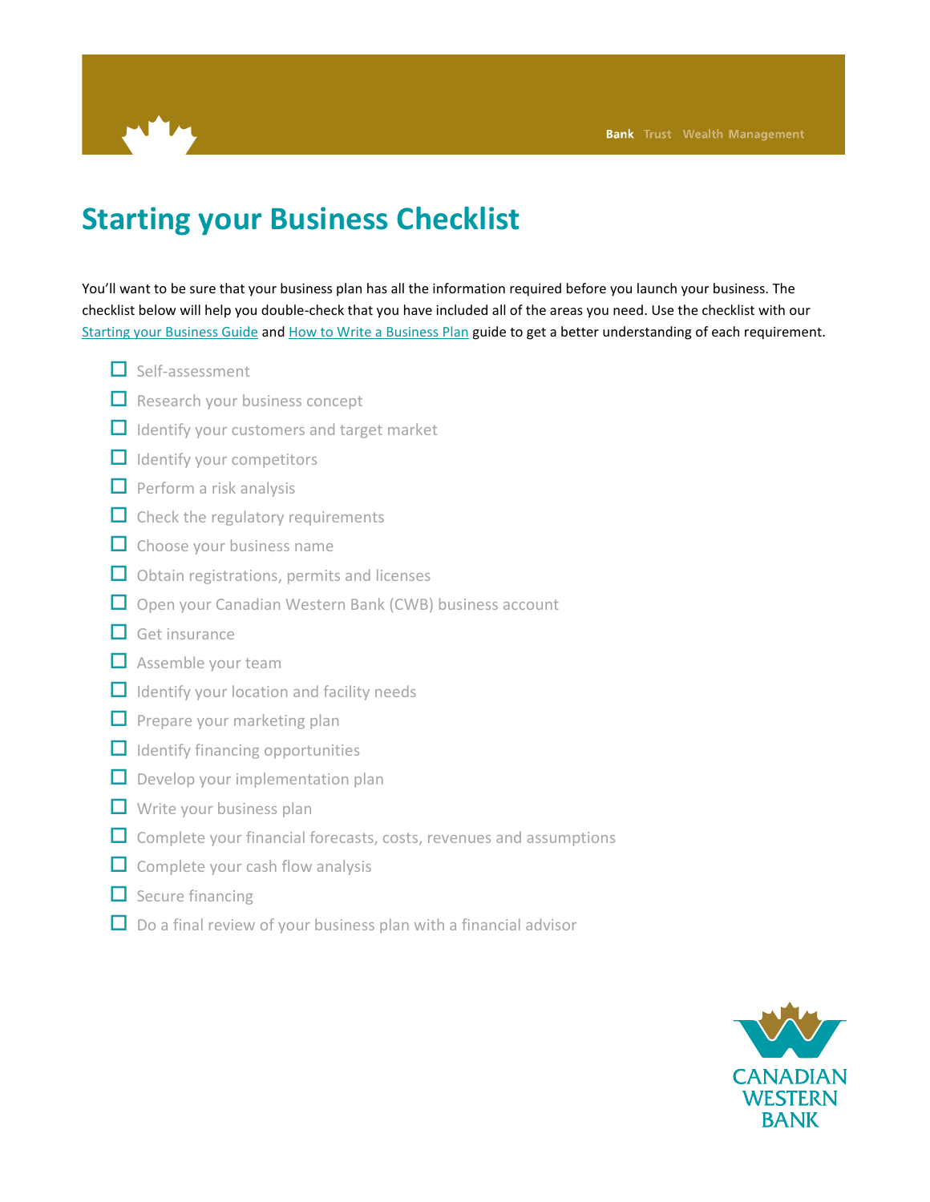# Starting your Business Checklist

You'll want to be sure that your business plan has all the information required before you launch your business. The checklist below will help you double-check that you have included all of the areas you need. Use the checklist with our Starting your Business Guide and How to Write a Business Plan guide to get a better understanding of each requirement.

- ☐ Self-assessment
- ☐ Research your business concept
- ☐ Identify your customers and target market
- ☐ Identify your competitors
- ☐ Perform a risk analysis
- ☐ Check the regulatory requirements
- ☐ Choose your business name
- ☐ Obtain registrations, permits and licenses
- ☐ Open your Canadian Western Bank (CWB) business account
- ☐ Get insurance
- ☐ Assemble your team
- ☐ Identify your location and facility needs
- ☐ Prepare your marketing plan
- ☐ Identify financing opportunities
- ☐ Develop your implementation plan
- ☐ Write your business plan
- ☐ Complete your financial forecasts, costs, revenues and assumptions
- ☐ Complete your cash flow analysis
- ☐ Secure financing
- ☐ Do a final review of your business plan with a financial advisor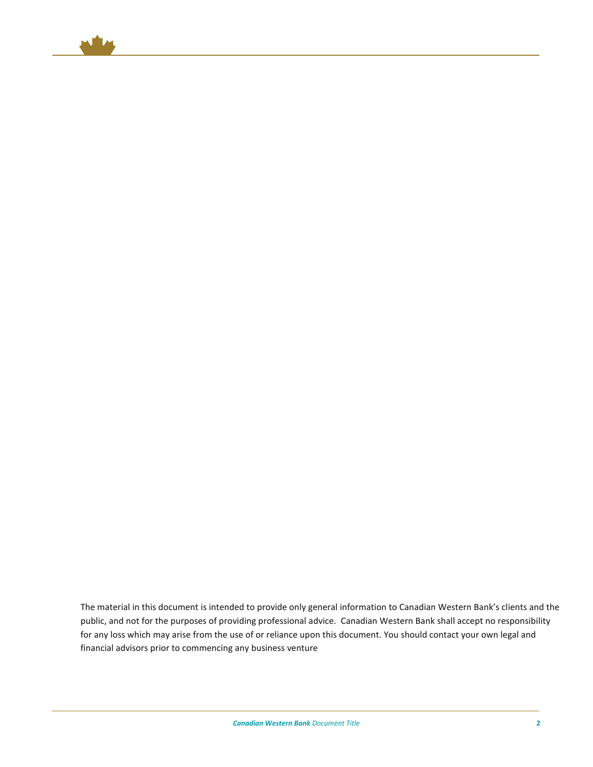The material in this document is intended to provide only general information to Canadian Western Bank's clients and the public, and not for the purposes of providing professional advice. Canadian Western Bank shall accept no responsibility for any loss which may arise from the use of or reliance upon this document. You should contact your own legal and financial advisors prior to commencing any business venture